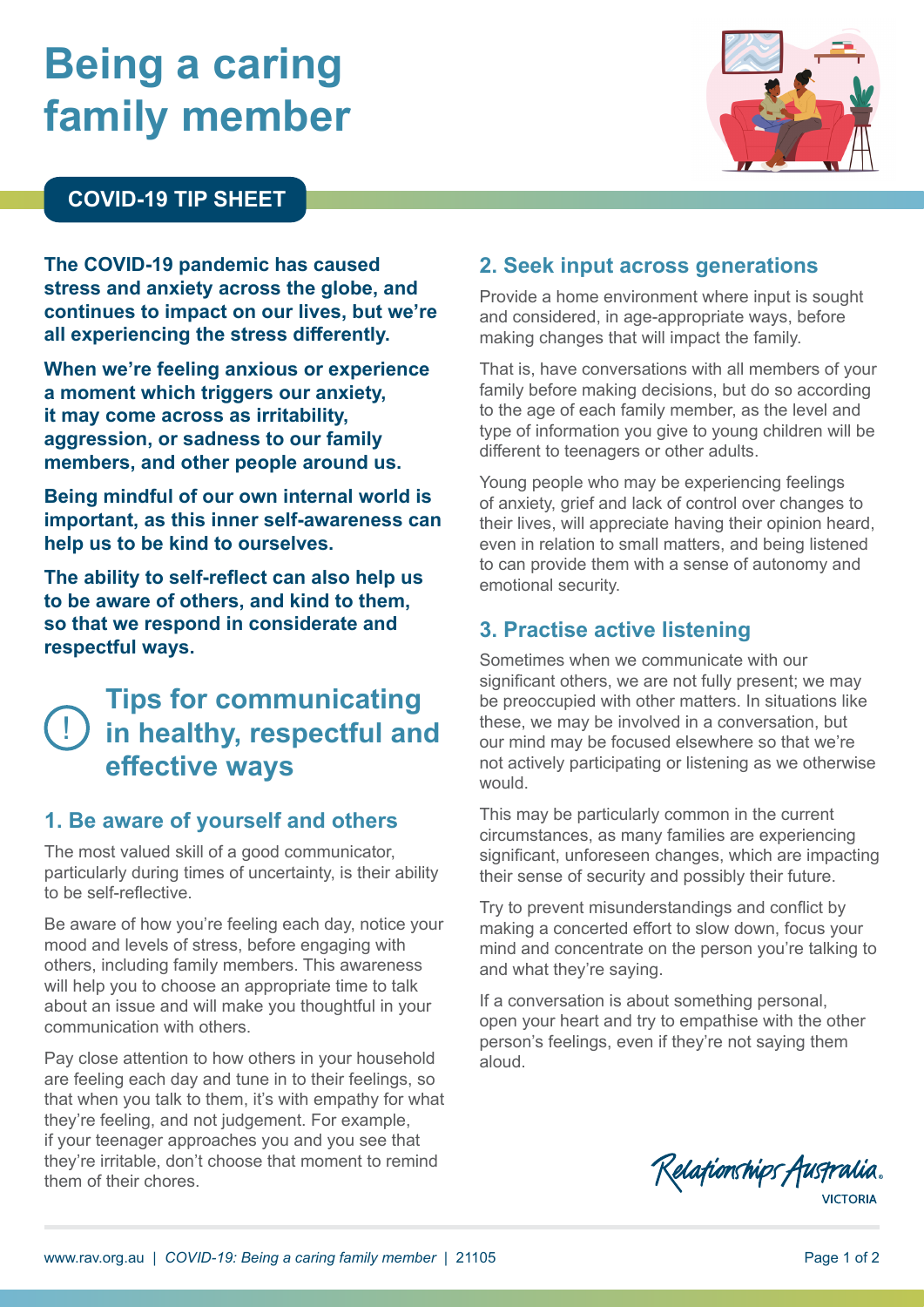# Being a caring family member

**COVID-19 TIP SHEET**

**The COVID-19 pandemic has caused stress and anxiety across the globe, and continues to impact on our lives, but we're all experiencing the stress differently.**

**When we're feeling anxious or experience a moment which triggers our anxiety, it may come across as irritability, aggression, or sadness to our family members, and other people around us.**

**Being mindful of our own internal world is important, as this inner self-awareness can help us to be kind to ourselves.**

**The ability to self-reflect can also help us to be aware of others, and kind to them, so that we respond in considerate and respectful ways.**

## Tips for communicating in healthy, respectful and effective ways

### 1. Be aware of yourself and others

The most valued skill of a good communicator, particularly during times of uncertainty, is their ability to be self-reflective.

Be aware of how you're feeling each day, notice your mood and levels of stress, before engaging with others, including family members. This awareness will help you to choose an appropriate time to talk about an issue and will make you thoughtful in your communication with others.

Pay close attention to how others in your household are feeling each day and tune in to their feelings, so that when you talk to them, it's with empathy for what they're feeling, and not judgement. For example, if your teenager approaches you and you see that they're irritable, don't choose that moment to remind them of their chores.

### 2. Seek input across generations

Provide a home environment where input is sought and considered, in age-appropriate ways, before making changes that will impact the family.

That is, have conversations with all members of your family before making decisions, but do so according to the age of each family member, as the level and type of information you give to young children will be different to teenagers or other adults.

Young people who may be experiencing feelings of anxiety, grief and lack of control over changes to their lives, will appreciate having their opinion heard, even in relation to small matters, and being listened to can provide them with a sense of autonomy and emotional security.

### 3. Practise active listening

Sometimes when we communicate with our significant others, we are not fully present; we may be preoccupied with other matters. In situations like these, we may be involved in a conversation, but our mind may be focused elsewhere so that we're not actively participating or listening as we otherwise would.

This may be particularly common in the current circumstances, as many families are experiencing significant, unforeseen changes, which are impacting their sense of security and possibly their future.

Try to prevent misunderstandings and conflict by making a concerted effort to slow down, focus your mind and concentrate on the person you're talking to and what they're saying.

If a conversation is about something personal, open your heart and try to empathise with the other person's feelings, even if they're not saying them aloud.

Relationships Australia VICTORIA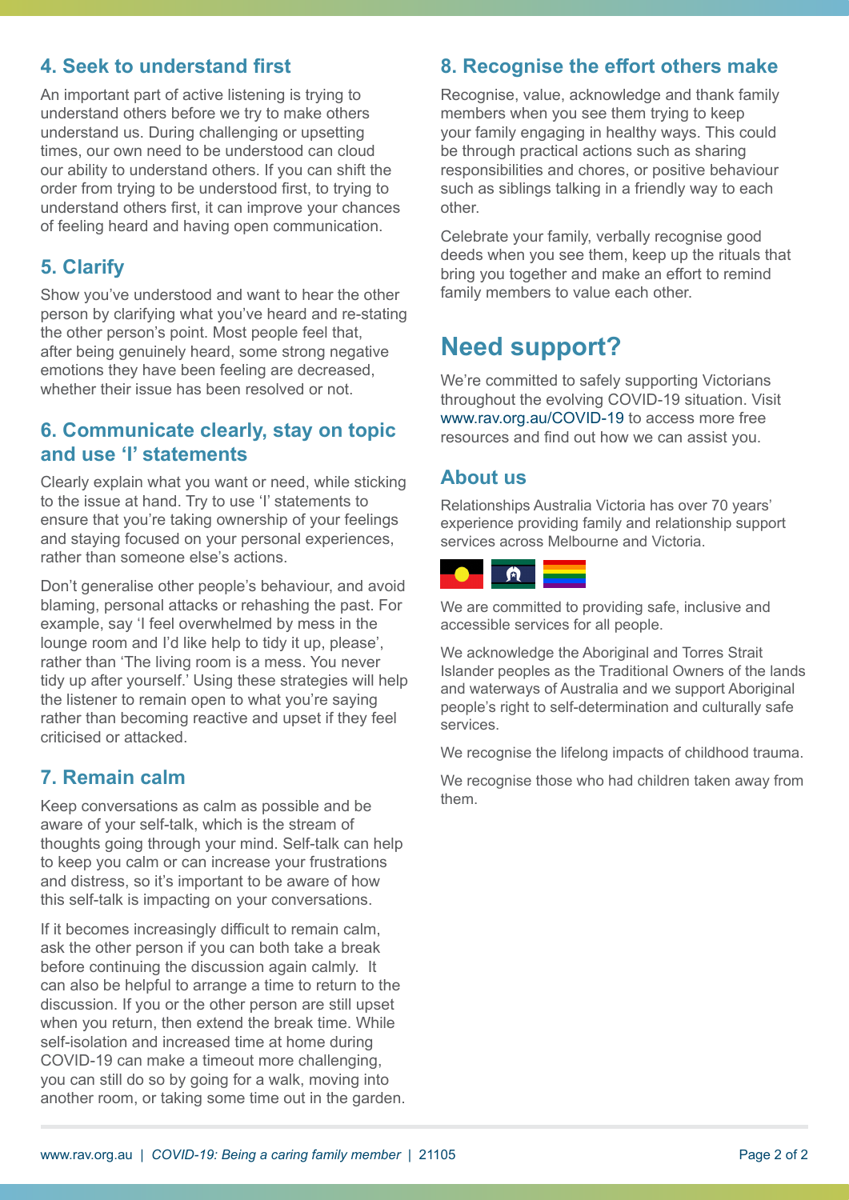## 4. Seek to understand first

An important part of active listening is trying to understand others before we try to make others understand us. During challenging or upsetting times, our own need to be understood can cloud our ability to understand others. If you can shift the order from trying to be understood first, to trying to understand others first, it can improve your chances of feeling heard and having open communication.

## 5. Clarify

Show you've understood and want to hear the other person by clarifying what you've heard and re-stating the other person's point. Most people feel that, after being genuinely heard, some strong negative emotions they have been feeling are decreased, whether their issue has been resolved or not.

## 6. Communicate clearly, stay on topic and use 'I' statements

Clearly explain what you want or need, while sticking to the issue at hand. Try to use 'I' statements to ensure that you're taking ownership of your feelings and staying focused on your personal experiences, rather than someone else's actions.

Don't generalise other people's behaviour, and avoid blaming, personal attacks or rehashing the past. For example, say 'I feel overwhelmed by mess in the lounge room and I'd like help to tidy it up, please', rather than 'The living room is a mess. You never tidy up after yourself.' Using these strategies will help the listener to remain open to what you're saying rather than becoming reactive and upset if they feel criticised or attacked.

## 7. Remain calm

Keep conversations as calm as possible and be aware of your self-talk, which is the stream of thoughts going through your mind. Self-talk can help to keep you calm or can increase your frustrations and distress, so it's important to be aware of how this self-talk is impacting on your conversations.

If it becomes increasingly difficult to remain calm, ask the other person if you can both take a break before continuing the discussion again calmly. It can also be helpful to arrange a time to return to the discussion. If you or the other person are still upset when you return, then extend the break time. While self-isolation and increased time at home during COVID-19 can make a timeout more challenging, you can still do so by going for a walk, moving into another room, or taking some time out in the garden.

## 8. Recognise the effort others make

Recognise, value, acknowledge and thank family members when you see them trying to keep your family engaging in healthy ways. This could be through practical actions such as sharing responsibilities and chores, or positive behaviour such as siblings talking in a friendly way to each other.

Celebrate your family, verbally recognise good deeds when you see them, keep up the rituals that bring you together and make an effort to remind family members to value each other.

# Need support?

We're committed to safely supporting Victorians throughout the evolving COVID-19 situation. Visit www.rav.org.au/COVID-19 to access more free resources and find out how we can assist you.

## About us

Relationships Australia Victoria has over 70 years' experience providing family and relationship support services across Melbourne and Victoria.

We are committed to providing safe, inclusive and accessible services for all people.

We acknowledge the Aboriginal and Torres Strait Islander peoples as the Traditional Owners of the lands and waterways of Australia and we support Aboriginal people's right to self-determination and culturally safe services.

We recognise the lifelong impacts of childhood trauma.

We recognise those who had children taken away from them.